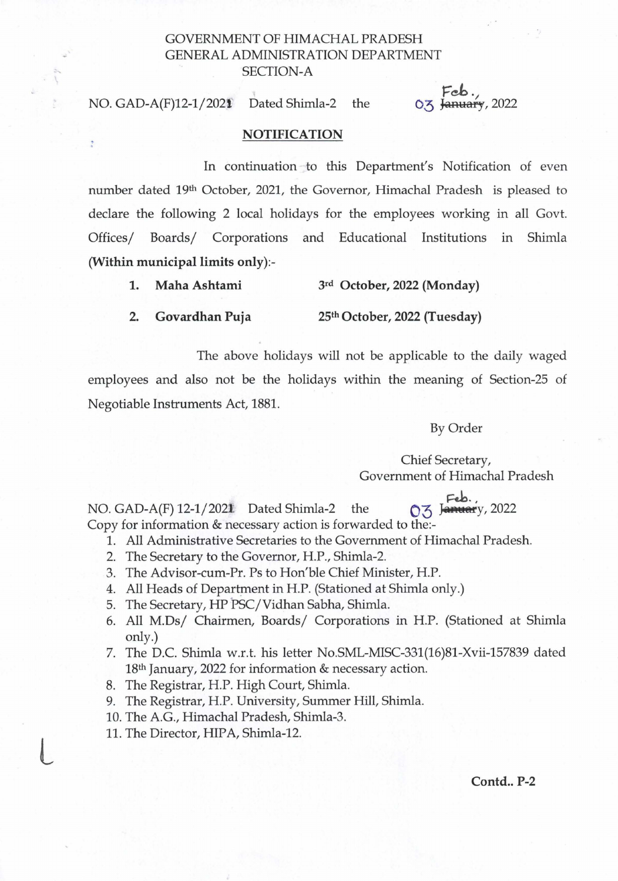GOVERNMENT OF HIMACHAL PRADESH
GENERAL ADMINISTRATION DEPARTMENT
SECTION-A

NO. GAD-A(F)12-1/2021 Dated Shimla-2 the 03 ~~January~~ Feb., 2022

## NOTIFICATION

In continuation to this Department's Notification of even number dated 19th October, 2021, the Governor, Himachal Pradesh is pleased to declare the following 2 local holidays for the employees working in all Govt. Offices/ Boards/ Corporations and Educational Institutions in Shimla **(Within municipal limits only)**:-

1. **Maha Ashtami** — **3rd October, 2022 (Monday)**
2. **Govardhan Puja** — **25th October, 2022 (Tuesday)**

The above holidays will not be applicable to the daily waged employees and also not be the holidays within the meaning of Section-25 of Negotiable Instruments Act, 1881.

By Order

Chief Secretary,
Government of Himachal Pradesh

NO. GAD-A(F) 12-1/2021 Dated Shimla-2 the 03 ~~January~~ Feb., 2022

Copy for information & necessary action is forwarded to the:-

1. All Administrative Secretaries to the Government of Himachal Pradesh.
2. The Secretary to the Governor, H.P., Shimla-2.
3. The Advisor-cum-Pr. Ps to Hon'ble Chief Minister, H.P.
4. All Heads of Department in H.P. (Stationed at Shimla only.)
5. The Secretary, HP PSC/Vidhan Sabha, Shimla.
6. All M.Ds/ Chairmen, Boards/ Corporations in H.P. (Stationed at Shimla only.)
7. The D.C. Shimla w.r.t. his letter No.SML-MISC-331(16)81-Xvii-157839 dated 18th January, 2022 for information & necessary action.
8. The Registrar, H.P. High Court, Shimla.
9. The Registrar, H.P. University, Summer Hill, Shimla.
10. The A.G., Himachal Pradesh, Shimla-3.
11. The Director, HIPA, Shimla-12.

**Contd.. P-2**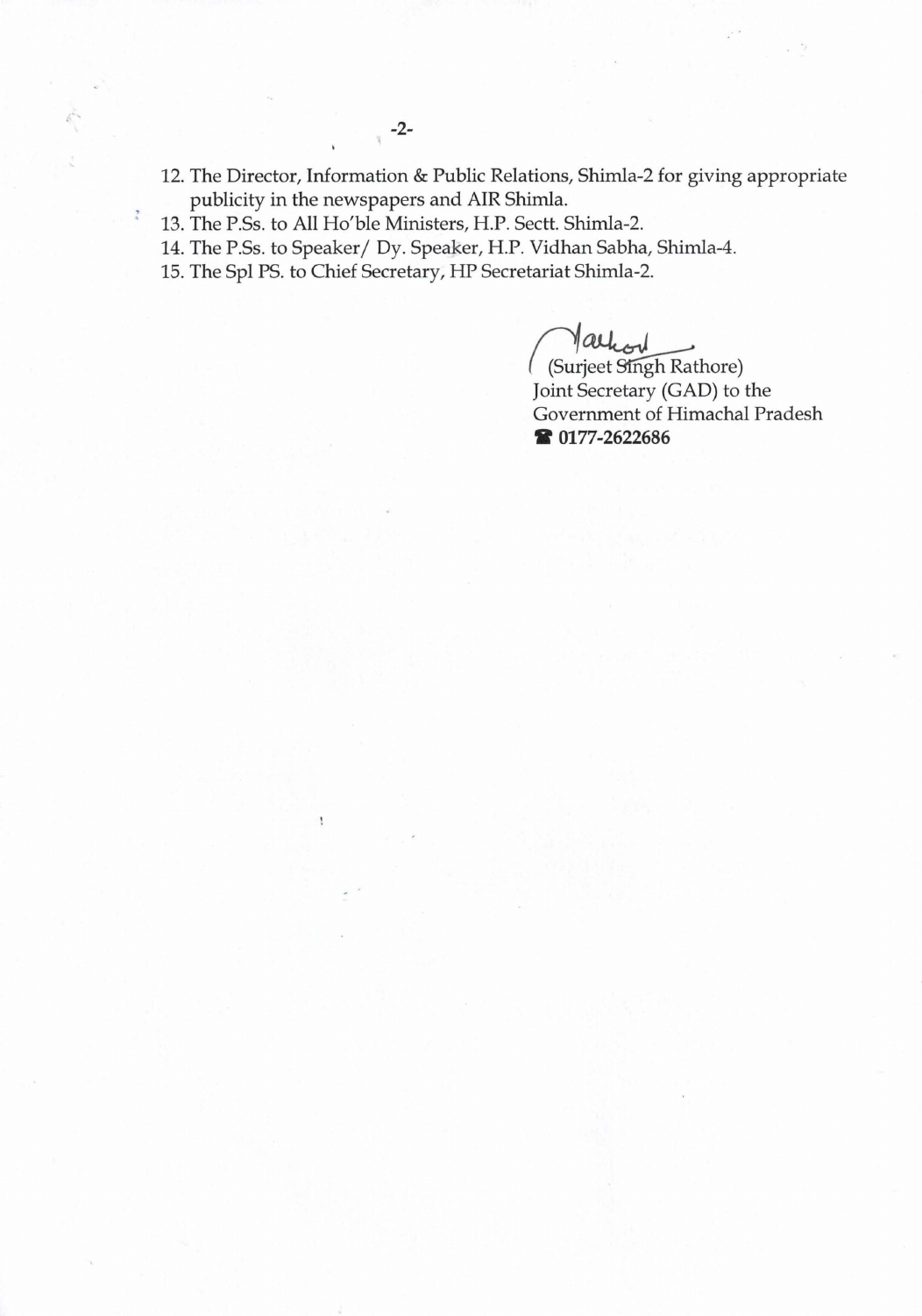12. The Director, Information & Public Relations, Shimla-2 for giving appropriate publicity in the newspapers and AIR Shimla.
13. The P.Ss. to All Ho'ble Ministers, H.P. Sectt. Shimla-2.
14. The P.Ss. to Speaker/ Dy. Speaker, H.P. Vidhan Sabha, Shimla-4.
15. The Spl PS. to Chief Secretary, HP Secretariat Shimla-2.

(Surjeet Singh Rathore)
Joint Secretary (GAD) to the
Government of Himachal Pradesh
☎ **0177-2622686**